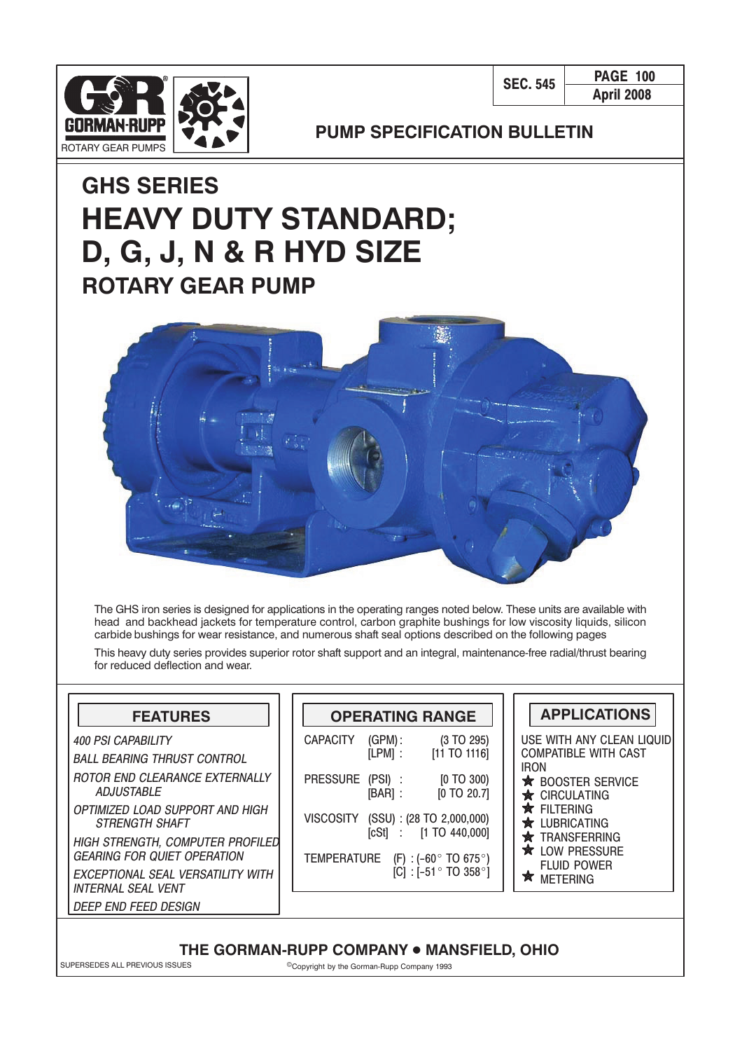GORMAN-RUPP

ROTARY GEAR PUMPS

SEC. 545

PAGE 100

April 2008

## PUMP SPECIFICATION BULLETIN

# GHS SERIES
# HEAVY DUTY STANDARD; D, G, J, N & R HYD SIZE
## ROTARY GEAR PUMP

The GHS iron series is designed for applications in the operating ranges noted below. These units are available with head and backhead jackets for temperature control, carbon graphite bushings for low viscosity liquids, silicon carbide bushings for wear resistance, and numerous shaft seal options described on the following pages

This heavy duty series provides superior rotor shaft support and an integral, maintenance-free radial/thrust bearing for reduced deflection and wear.

### FEATURES

*400 PSI CAPABILITY*

*BALL BEARING THRUST CONTROL*

*ROTOR END CLEARANCE EXTERNALLY ADJUSTABLE*

*OPTIMIZED LOAD SUPPORT AND HIGH STRENGTH SHAFT*

*HIGH STRENGTH, COMPUTER PROFILED GEARING FOR QUIET OPERATION*

*EXCEPTIONAL SEAL VERSATILITY WITH INTERNAL SEAL VENT*

*DEEP END FEED DESIGN*

### OPERATING RANGE

| | | |
|---|---|---|
| CAPACITY | (GPM) : | (3 TO 295) |
| | [LPM] : | [11 TO 1116] |
| PRESSURE | (PSI) : | (0 TO 300) |
| | [BAR] : | [0 TO 20.7] |
| VISCOSITY | (SSU) : | (28 TO 2,000,000) |
| | [cSt] : | [1 TO 440,000] |
| TEMPERATURE | (F) : | (-60° TO 675°) |
| | [C] : | [-51° TO 358°] |

### APPLICATIONS

USE WITH ANY CLEAN LIQUID COMPATIBLE WITH CAST IRON

- ★ BOOSTER SERVICE
- ★ CIRCULATING
- ★ FILTERING
- ★ LUBRICATING
- ★ TRANSFERRING
- ★ LOW PRESSURE FLUID POWER
- ★ METERING

**THE GORMAN-RUPP COMPANY • MANSFIELD, OHIO**

SUPERSEDES ALL PREVIOUS ISSUES

©Copyright by the Gorman-Rupp Company 1993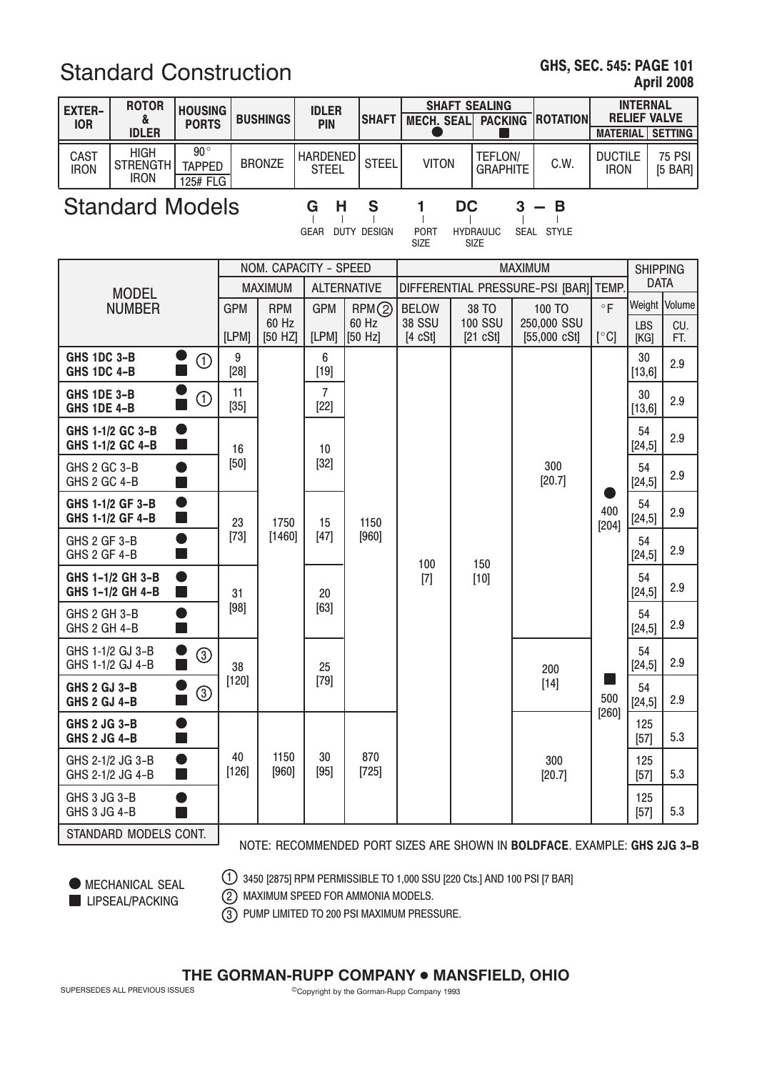# Standard Construction

GHS, SEC. 545: PAGE 101
April 2008

| EXTERIOR | ROTOR & IDLER | HOUSING PORTS | BUSHINGS | IDLER PIN | SHAFT | SHAFT SEALING | | ROTATION | INTERNAL RELIEF VALVE | |
|---|---|---|---|---|---|---|---|---|---|---|
| | | | | | | MECH. SEAL ● | PACKING ■ | | MATERIAL | SETTING |
| CAST IRON | HIGH STRENGTH IRON | 90° TAPPED 125# FLG | BRONZE | HARDENED STEEL | STEEL | VITON | TEFLON/ GRAPHITE | C.W. | DUCTILE IRON | 75 PSI [5 BAR] |

# Standard Models

G H S 1 DC 3 – B

GEAR DUTY DESIGN PORT SIZE HYDRAULIC SIZE SEAL STYLE

| MODEL NUMBER | | NOM. CAPACITY - SPEED | | | | MAXIMUM | | | | SHIPPING DATA | |
|---|---|---|---|---|---|---|---|---|---|---|---|
| | | MAXIMUM | | ALTERNATIVE | | DIFFERENTIAL PRESSURE-PSI [BAR] | | | TEMP. | | |
| | | GPM [LPM] | RPM 60 Hz [50 HZ] | GPM [LPM] | RPM (2) 60 Hz [50 Hz] | BELOW 38 SSU [4 cSt] | 38 TO 100 SSU [21 cSt] | 100 TO 250,000 SSU [55,000 cSt] | °F [°C] | Weight LBS [KG] | Volume CU. FT. |
| **GHS 1DC 3-B** / **GHS 1DC 4-B** | ● ■ (1) | 9 [28] | 1750 [1460] | 6 [19] | 1150 [960] | 100 [7] | 150 [10] | 300 [20.7] | ● 400 [204] | 30 [13,6] | 2.9 |
| **GHS 1DE 3-B** / **GHS 1DE 4-B** | ● ■ (1) | 11 [35] | 1750 [1460] | 7 [22] | 1150 [960] | 100 [7] | 150 [10] | 300 [20.7] | ● 400 [204] | 30 [13,6] | 2.9 |
| **GHS 1-1/2 GC 3-B** / **GHS 1-1/2 GC 4-B** | ● ■ | 16 [50] | 1750 [1460] | 10 [32] | 1150 [960] | 100 [7] | 150 [10] | 300 [20.7] | ● 400 [204] | 54 [24,5] | 2.9 |
| GHS 2 GC 3-B / GHS 2 GC 4-B | ● ■ | 16 [50] | 1750 [1460] | 10 [32] | 1150 [960] | 100 [7] | 150 [10] | 300 [20.7] | ● 400 [204] | 54 [24,5] | 2.9 |
| **GHS 1-1/2 GF 3-B** / **GHS 1-1/2 GF 4-B** | ● ■ | 23 [73] | 1750 [1460] | 15 [47] | 1150 [960] | 100 [7] | 150 [10] | 300 [20.7] | ● 400 [204] | 54 [24,5] | 2.9 |
| GHS 2 GF 3-B / GHS 2 GF 4-B | ● ■ | 23 [73] | 1750 [1460] | 15 [47] | 1150 [960] | 100 [7] | 150 [10] | 300 [20.7] | ● 400 [204] | 54 [24,5] | 2.9 |
| **GHS 1-1/2 GH 3-B** / **GHS 1-1/2 GH 4-B** | ● ■ | 31 [98] | 1750 [1460] | 20 [63] | 1150 [960] | 100 [7] | 150 [10] | 300 [20.7] | ● 400 [204] | 54 [24,5] | 2.9 |
| GHS 2 GH 3-B / GHS 2 GH 4-B | ● ■ | 31 [98] | 1750 [1460] | 20 [63] | 1150 [960] | 100 [7] | 150 [10] | 300 [20.7] | ● 400 [204] | 54 [24,5] | 2.9 |
| GHS 1-1/2 GJ 3-B / GHS 1-1/2 GJ 4-B | ● ■ (3) | 38 [120] | 1750 [1460] | 25 [79] | 1150 [960] | 100 [7] | 150 [10] | 200 [14] | ■ 500 [260] | 54 [24,5] | 2.9 |
| **GHS 2 GJ 3-B** / **GHS 2 GJ 4-B** | ● ■ (3) | 38 [120] | 1750 [1460] | 25 [79] | 1150 [960] | 100 [7] | 150 [10] | 200 [14] | ■ 500 [260] | 54 [24,5] | 2.9 |
| **GHS 2 JG 3-B** / **GHS 2 JG 4-B** | ● ■ | 40 [126] | 1150 [960] | 30 [95] | 870 [725] | 100 [7] | 150 [10] | 300 [20.7] | ■ 500 [260] | 125 [57] | 5.3 |
| GHS 2-1/2 JG 3-B / GHS 2-1/2 JG 4-B | ● ■ | 40 [126] | 1150 [960] | 30 [95] | 870 [725] | 100 [7] | 150 [10] | 300 [20.7] | ■ 500 [260] | 125 [57] | 5.3 |
| GHS 3 JG 3-B / GHS 3 JG 4-B | ● ■ | 40 [126] | 1150 [960] | 30 [95] | 870 [725] | 100 [7] | 150 [10] | 300 [20.7] | ■ 500 [260] | 125 [57] | 5.3 |

STANDARD MODELS CONT.

NOTE: RECOMMENDED PORT SIZES ARE SHOWN IN **BOLDFACE**. EXAMPLE: **GHS 2JG 3-B**

● MECHANICAL SEAL
■ LIPSEAL/PACKING

(1) 3450 [2875] RPM PERMISSIBLE TO 1,000 SSU [220 Cts.] AND 100 PSI [7 BAR]
(2) MAXIMUM SPEED FOR AMMONIA MODELS.
(3) PUMP LIMITED TO 200 PSI MAXIMUM PRESSURE.

**THE GORMAN-RUPP COMPANY • MANSFIELD, OHIO**

SUPERSEDES ALL PREVIOUS ISSUES

©Copyright by the Gorman-Rupp Company 1993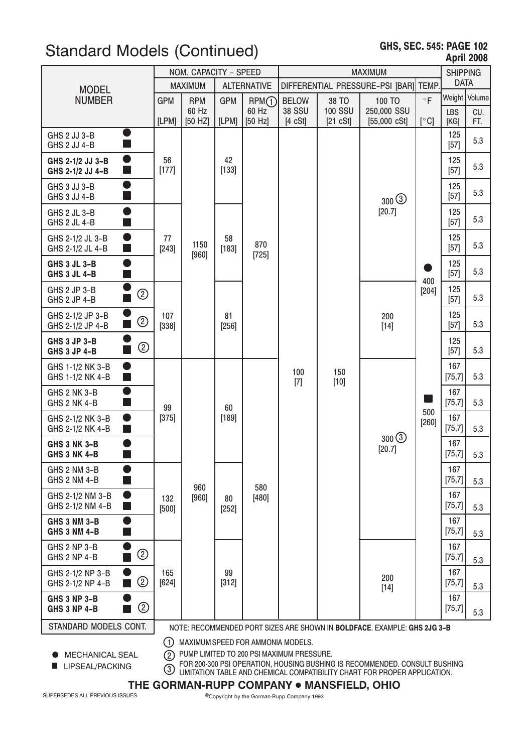# Standard Models (Continued)

| MODEL NUMBER | | NOM. CAPACITY - SPEED MAXIMUM GPM [LPM] | RPM 60 Hz [50 HZ] | ALTERNATIVE GPM [LPM] | RPM① 60 Hz [50 Hz] | MAXIMUM DIFFERENTIAL PRESSURE-PSI [BAR] BELOW 38 SSU [4 cSt] | 38 TO 100 SSU [21 cSt] | 100 TO 250,000 SSU [55,000 cSt] | TEMP. °F [°C] | SHIPPING DATA Weight LBS [KG] | Volume CU. FT. |
|---|---|---|---|---|---|---|---|---|---|---|---|
| GHS 2 JJ 3-B<br>GHS 2 JJ 4-B | ●<br>■ | 56 [177] | 1150 [960] | 42 [133] | 870 [725] | 100 [7] | 150 [10] | 300③ [20.7] | ● 400 [204] | 125 [57] | 5.3 |
| **GHS 2-1/2 JJ 3-B**<br>**GHS 2-1/2 JJ 4-B** | ●<br>■ | | | | | | | | | 125 [57] | 5.3 |
| GHS 3 JJ 3-B<br>GHS 3 JJ 4-B | ●<br>■ | | | | | | | | | 125 [57] | 5.3 |
| GHS 2 JL 3-B<br>GHS 2 JL 4-B | ●<br>■ | 77 [243] | | 58 [183] | | | | | | 125 [57] | 5.3 |
| GHS 2-1/2 JL 3-B<br>GHS 2-1/2 JL 4-B | ●<br>■ | | | | | | | | | 125 [57] | 5.3 |
| **GHS 3 JL 3-B**<br>**GHS 3 JL 4-B** | ●<br>■ | | | | | | | | | 125 [57] | 5.3 |
| GHS 2 JP 3-B<br>GHS 2 JP 4-B | ●<br>■ ② | 107 [338] | | 81 [256] | | | | 200 [14] | | 125 [57] | 5.3 |
| GHS 2-1/2 JP 3-B<br>GHS 2-1/2 JP 4-B | ●<br>■ ② | | | | | | | | | 125 [57] | 5.3 |
| **GHS 3 JP 3-B**<br>**GHS 3 JP 4-B** | ●<br>■ ② | | | | | | | | | 125 [57] | 5.3 |
| GHS 1-1/2 NK 3-B<br>GHS 1-1/2 NK 4-B | ●<br>■ | 99 [375] | 960 [960] | 60 [189] | 580 [480] | | | 300③ [20.7] | ■ 500 [260] | 167 [75,7] | 5.3 |
| GHS 2 NK 3-B<br>GHS 2 NK 4-B | ●<br>■ | | | | | | | | | 167 [75,7] | 5.3 |
| GHS 2-1/2 NK 3-B<br>GHS 2-1/2 NK 4-B | ●<br>■ | | | | | | | | | 167 [75,7] | 5.3 |
| **GHS 3 NK 3-B**<br>**GHS 3 NK 4-B** | ●<br>■ | | | | | | | | | 167 [75,7] | 5.3 |
| GHS 2 NM 3-B<br>GHS 2 NM 4-B | ●<br>■ | 132 [500] | | 80 [252] | | | | | | 167 [75,7] | 5.3 |
| GHS 2-1/2 NM 3-B<br>GHS 2-1/2 NM 4-B | ●<br>■ | | | | | | | | | 167 [75,7] | 5.3 |
| **GHS 3 NM 3-B**<br>**GHS 3 NM 4-B** | ●<br>■ | | | | | | | | | 167 [75,7] | 5.3 |
| GHS 2 NP 3-B<br>GHS 2 NP 4-B | ●<br>■ ② | 165 [624] | | 99 [312] | | | | 200 [14] | | 167 [75,7] | 5.3 |
| GHS 2-1/2 NP 3-B<br>GHS 2-1/2 NP 4-B | ●<br>■ ② | | | | | | | | | 167 [75,7] | 5.3 |
| **GHS 3 NP 3-B**<br>**GHS 3 NP 4-B** | ●<br>■ ② | | | | | | | | | 167 [75,7] | 5.3 |

STANDARD MODELS CONT.

NOTE: RECOMMENDED PORT SIZES ARE SHOWN IN **BOLDFACE**. EXAMPLE: **GHS 2JG 3-B**

● MECHANICAL SEAL
■ LIPSEAL/PACKING

① MAXIMUM SPEED FOR AMMONIA MODELS.
② PUMP LIMITED TO 200 PSI MAXIMUM PRESSURE.
③ FOR 200-300 PSI OPERATION, HOUSING BUSHING IS RECOMMENDED. CONSULT BUSHING LIMITATION TABLE AND CHEMICAL COMPATIBILITY CHART FOR PROPER APPLICATION.

**THE GORMAN-RUPP COMPANY • MANSFIELD, OHIO**

SUPERSEDES ALL PREVIOUS ISSUES

©Copyright by the Gorman-Rupp Company 1993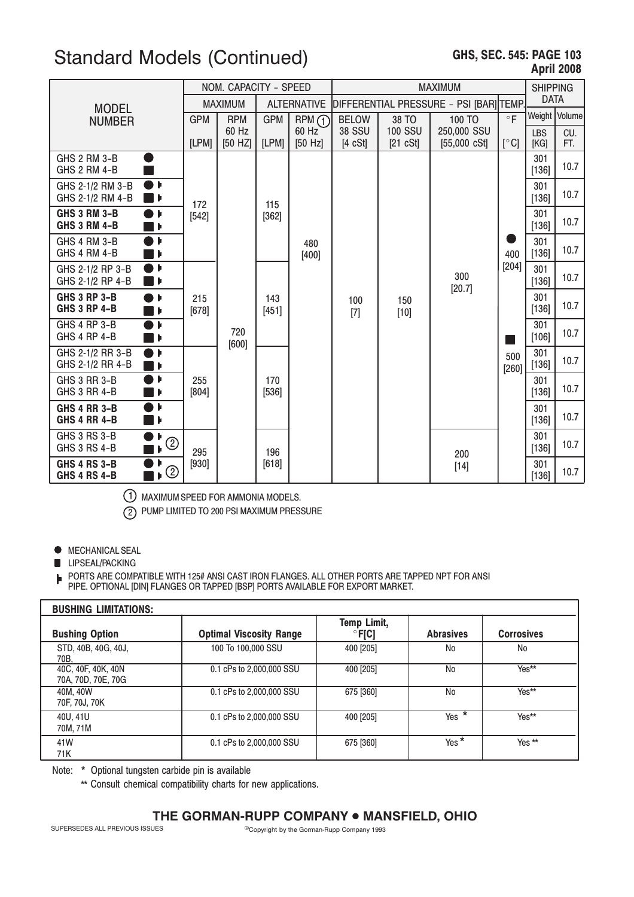# Standard Models (Continued)

GHS, SEC. 545: PAGE 103
April 2008

| MODEL NUMBER | | NOM. CAPACITY – SPEED | | | | MAXIMUM | | | | SHIPPING DATA | |
|---|---|---|---|---|---|---|---|---|---|---|---|
| | | MAXIMUM | | ALTERNATIVE | | DIFFERENTIAL PRESSURE – PSI [BAR] | | | TEMP. | | |
| | | GPM [LPM] | RPM 60 Hz [50 HZ] | GPM [LPM] | RPM (1) 60 Hz [50 Hz] | BELOW 38 SSU [4 cSt] | 38 TO 100 SSU [21 cSt] | 100 TO 250,000 SSU [55,000 cSt] | °F [°C] | Weight LBS [KG] | Volume CU. FT. |
| GHS 2 RM 3–B<br>GHS 2 RM 4–B | ●<br>■ | 172 [542] | 720 [600] | 115 [362] | 480 [400] | 100 [7] | 150 [10] | 300 [20.7] | ● 400 [204]<br>■ 500 [260] | 301 [136] | 10.7 |
| GHS 2-1/2 RM 3–B<br>GHS 2-1/2 RM 4–B | ● ▶<br>■ ▶ | | | | | | | | | 301 [136] | 10.7 |
| **GHS 3 RM 3–B**<br>**GHS 3 RM 4–B** | ● ▶<br>■ ▶ | | | | | | | | | 301 [136] | 10.7 |
| GHS 4 RM 3–B<br>GHS 4 RM 4–B | ● ▶<br>■ ▶ | | | | | | | | | 301 [136] | 10.7 |
| GHS 2-1/2 RP 3–B<br>GHS 2-1/2 RP 4–B | ● ▶<br>■ ▶ | 215 [678] | | 143 [451] | | | | | | 301 [136] | 10.7 |
| **GHS 3 RP 3–B**<br>**GHS 3 RP 4–B** | ● ▶<br>■ ▶ | | | | | | | | | 301 [136] | 10.7 |
| GHS 4 RP 3–B<br>GHS 4 RP 4–B | ● ▶<br>■ ▶ | | | | | | | | | 301 [106] | 10.7 |
| GHS 2-1/2 RR 3–B<br>GHS 2-1/2 RR 4–B | ● ▶<br>■ ▶ | 255 [804] | | 170 [536] | | | | | | 301 [136] | 10.7 |
| GHS 3 RR 3–B<br>GHS 3 RR 4–B | ● ▶<br>■ ▶ | | | | | | | | | 301 [136] | 10.7 |
| **GHS 4 RR 3–B**<br>**GHS 4 RR 4–B** | ● ▶<br>■ ▶ | | | | | | | | | 301 [136] | 10.7 |
| GHS 3 RS 3–B<br>GHS 3 RS 4–B | ● ▶ (2)<br>■ ▶ | 295 [930] | | 196 [618] | | | | 200 [14] | | 301 [136] | 10.7 |
| **GHS 4 RS 3–B**<br>**GHS 4 RS 4–B** | ● ▶ (2)<br>■ ▶ | | | | | | | | | 301 [136] | 10.7 |

(1) MAXIMUM SPEED FOR AMMONIA MODELS.

(2) PUMP LIMITED TO 200 PSI MAXIMUM PRESSURE

● MECHANICAL SEAL

■ LIPSEAL/PACKING

▶ PORTS ARE COMPATIBLE WITH 125# ANSI CAST IRON FLANGES. ALL OTHER PORTS ARE TAPPED NPT FOR ANSI PIPE. OPTIONAL [DIN] FLANGES OR TAPPED [BSP] PORTS AVAILABLE FOR EXPORT MARKET.

**BUSHING LIMITATIONS:**

| Bushing Option | Optimal Viscosity Range | Temp Limit, °F[C] | Abrasives | Corrosives |
|---|---|---|---|---|
| STD, 40B, 40G, 40J, 70B, | 100 To 100,000 SSU | 400 [205] | No | No |
| 40C, 40F, 40K, 40N 70A, 70D, 70E, 70G | 0.1 cPs to 2,000,000 SSU | 400 [205] | No | Yes** |
| 40M, 40W 70F, 70J, 70K | 0.1 cPs to 2,000,000 SSU | 675 [360] | No | Yes** |
| 40U, 41U 70M, 71M | 0.1 cPs to 2,000,000 SSU | 400 [205] | Yes * | Yes** |
| 41W 71K | 0.1 cPs to 2,000,000 SSU | 675 [360] | Yes * | Yes ** |

Note: * Optional tungsten carbide pin is available

** Consult chemical compatibility charts for new applications.

**THE GORMAN-RUPP COMPANY • MANSFIELD, OHIO**

SUPERSEDES ALL PREVIOUS ISSUES

©Copyright by the Gorman-Rupp Company 1993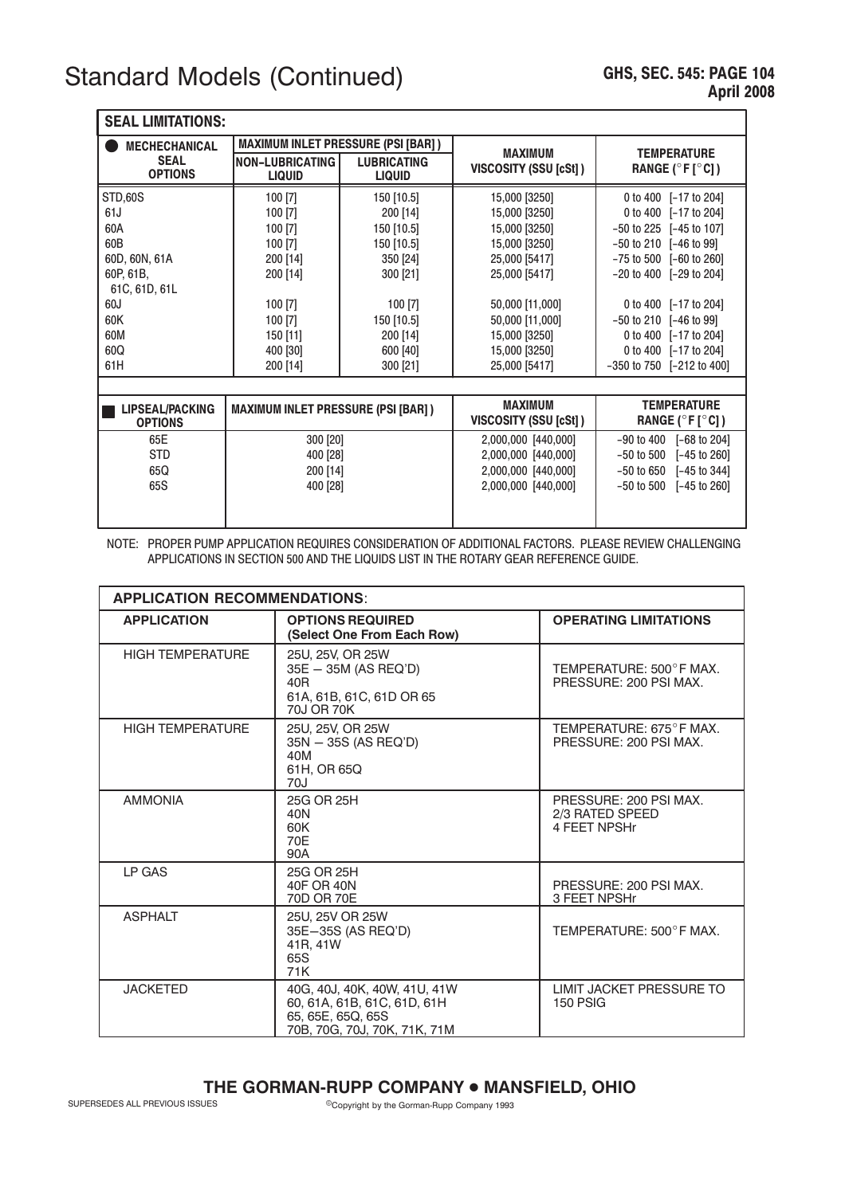# Standard Models (Continued)

## SEAL LIMITATIONS:

| ● MECHECHANICAL SEAL OPTIONS | MAXIMUM INLET PRESSURE (PSI [BAR]) | | MAXIMUM VISCOSITY (SSU [cSt]) | TEMPERATURE RANGE (°F [°C]) |
|---|---|---|---|---|
| | NON-LUBRICATING LIQUID | LUBRICATING LIQUID | | |
| STD,60S | 100 [7] | 150 [10.5] | 15,000 [3250] | 0 to 400 [-17 to 204] |
| 61J | 100 [7] | 200 [14] | 15,000 [3250] | 0 to 400 [-17 to 204] |
| 60A | 100 [7] | 150 [10.5] | 15,000 [3250] | -50 to 225 [-45 to 107] |
| 60B | 100 [7] | 150 [10.5] | 15,000 [3250] | -50 to 210 [-46 to 99] |
| 60D, 60N, 61A | 200 [14] | 350 [24] | 25,000 [5417] | -75 to 500 [-60 to 260] |
| 60P, 61B, 61C, 61D, 61L | 200 [14] | 300 [21] | 25,000 [5417] | -20 to 400 [-29 to 204] |
| 60J | 100 [7] | 100 [7] | 50,000 [11,000] | 0 to 400 [-17 to 204] |
| 60K | 100 [7] | 150 [10.5] | 50,000 [11,000] | -50 to 210 [-46 to 99] |
| 60M | 150 [11] | 200 [14] | 15,000 [3250] | 0 to 400 [-17 to 204] |
| 60Q | 400 [30] | 600 [40] | 15,000 [3250] | 0 to 400 [-17 to 204] |
| 61H | 200 [14] | 300 [21] | 25,000 [5417] | -350 to 750 [-212 to 400] |

| ■ LIPSEAL/PACKING OPTIONS | MAXIMUM INLET PRESSURE (PSI [BAR]) | MAXIMUM VISCOSITY (SSU [cSt]) | TEMPERATURE RANGE (°F [°C]) |
|---|---|---|---|
| 65E | 300 [20] | 2,000,000 [440,000] | -90 to 400 [-68 to 204] |
| STD | 400 [28] | 2,000,000 [440,000] | -50 to 500 [-45 to 260] |
| 65Q | 200 [14] | 2,000,000 [440,000] | -50 to 650 [-45 to 344] |
| 65S | 400 [28] | 2,000,000 [440,000] | -50 to 500 [-45 to 260] |

NOTE: PROPER PUMP APPLICATION REQUIRES CONSIDERATION OF ADDITIONAL FACTORS. PLEASE REVIEW CHALLENGING APPLICATIONS IN SECTION 500 AND THE LIQUIDS LIST IN THE ROTARY GEAR REFERENCE GUIDE.

## APPLICATION RECOMMENDATIONS:

| APPLICATION | OPTIONS REQUIRED (Select One From Each Row) | OPERATING LIMITATIONS |
|---|---|---|
| HIGH TEMPERATURE | 25U, 25V, OR 25W<br>35E – 35M (AS REQ'D)<br>40R<br>61A, 61B, 61C, 61D OR 65<br>70J OR 70K | TEMPERATURE: 500°F MAX.<br>PRESSURE: 200 PSI MAX. |
| HIGH TEMPERATURE | 25U, 25V, OR 25W<br>35N – 35S (AS REQ'D)<br>40M<br>61H, OR 65Q<br>70J | TEMPERATURE: 675°F MAX.<br>PRESSURE: 200 PSI MAX. |
| AMMONIA | 25G OR 25H<br>40N<br>60K<br>70E<br>90A | PRESSURE: 200 PSI MAX.<br>2/3 RATED SPEED<br>4 FEET NPSHr |
| LP GAS | 25G OR 25H<br>40F OR 40N<br>70D OR 70E | PRESSURE: 200 PSI MAX.<br>3 FEET NPSHr |
| ASPHALT | 25U, 25V OR 25W<br>35E–35S (AS REQ'D)<br>41R, 41W<br>65S<br>71K | TEMPERATURE: 500°F MAX. |
| JACKETED | 40G, 40J, 40K, 40W, 41U, 41W<br>60, 61A, 61B, 61C, 61D, 61H<br>65, 65E, 65Q, 65S<br>70B, 70G, 70J, 70K, 71K, 71M | LIMIT JACKET PRESSURE TO 150 PSIG |

THE GORMAN-RUPP COMPANY • MANSFIELD, OHIO

SUPERSEDES ALL PREVIOUS ISSUES

©Copyright by the Gorman-Rupp Company 1993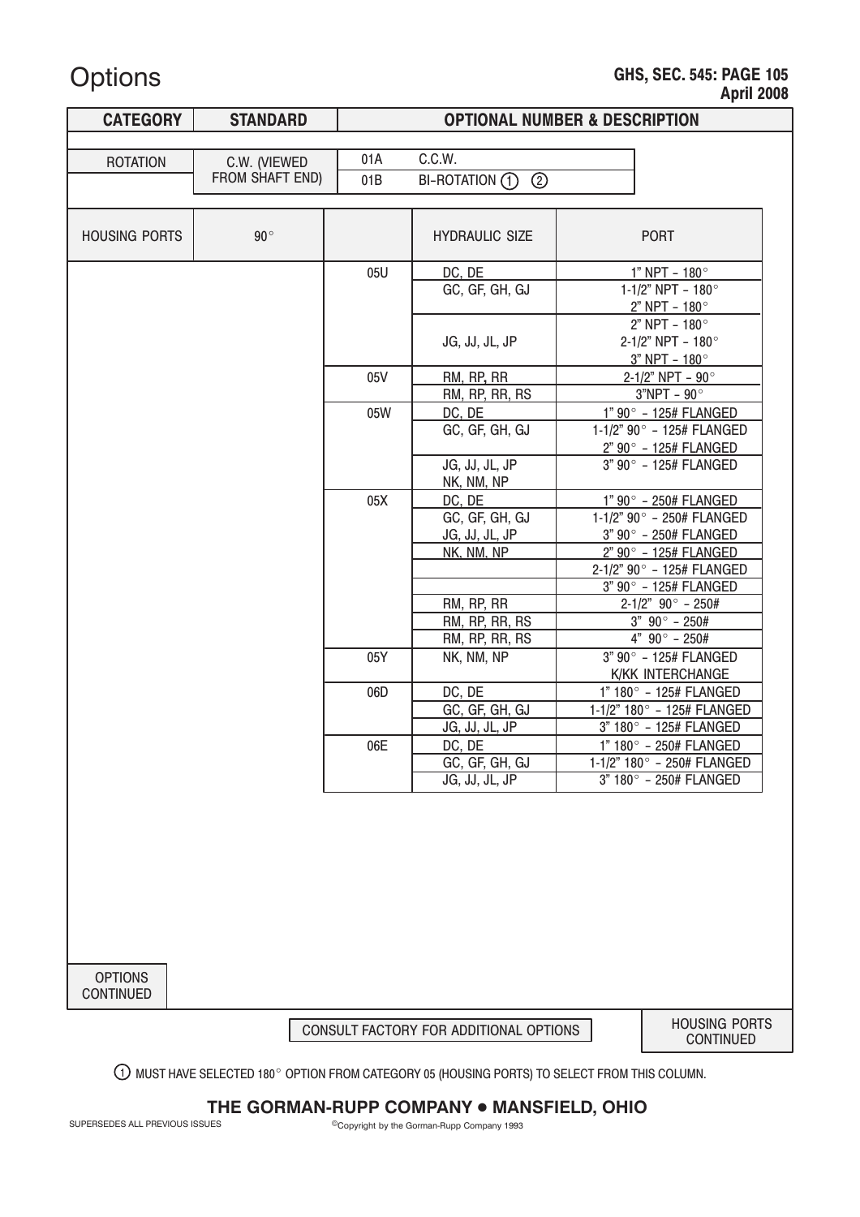# Options

GHS, SEC. 545: PAGE 105
April 2008

| CATEGORY | STANDARD | OPTIONAL NUMBER & DESCRIPTION | |
|---|---|---|---|
| ROTATION | C.W. (VIEWED FROM SHAFT END) | 01A | C.C.W. |
| | | 01B | BI-ROTATION (1) (2) |

| HOUSING PORTS | STANDARD | OPTION | HYDRAULIC SIZE | PORT |
|---|---|---|---|---|
| HOUSING PORTS | 90° | | HYDRAULIC SIZE | PORT |
| | | 05U | DC, DE | 1" NPT – 180° |
| | | | GC, GF, GH, GJ | 1-1/2" NPT – 180° |
| | | | | 2" NPT – 180° |
| | | | JG, JJ, JL, JP | 2" NPT – 180° |
| | | | | 2-1/2" NPT – 180° |
| | | | | 3" NPT – 180° |
| | | 05V | RM, RP, RR | 2-1/2" NPT – 90° |
| | | | RM, RP, RR, RS | 3"NPT – 90° |
| | | 05W | DC, DE | 1" 90° – 125# FLANGED |
| | | | GC, GF, GH, GJ | 1-1/2" 90° – 125# FLANGED |
| | | | | 2" 90° – 125# FLANGED |
| | | | JG, JJ, JL, JP | 3" 90° – 125# FLANGED |
| | | | NK, NM, NP | |
| | | 05X | DC, DE | 1" 90° – 250# FLANGED |
| | | | GC, GF, GH, GJ | 1-1/2" 90° – 250# FLANGED |
| | | | JG, JJ, JL, JP | 3" 90° – 250# FLANGED |
| | | | NK, NM, NP | 2" 90° – 125# FLANGED |
| | | | | 2-1/2" 90° – 125# FLANGED |
| | | | | 3" 90° – 125# FLANGED |
| | | | RM, RP, RR | 2-1/2" 90° – 250# |
| | | | RM, RP, RR, RS | 3" 90° – 250# |
| | | | RM, RP, RR, RS | 4" 90° – 250# |
| | | 05Y | NK, NM, NP | 3" 90° – 125# FLANGED K/KK INTERCHANGE |
| | | 06D | DC, DE | 1" 180° – 125# FLANGED |
| | | | GC, GF, GH, GJ | 1-1/2" 180° – 125# FLANGED |
| | | | JG, JJ, JL, JP | 3" 180° – 125# FLANGED |
| | | 06E | DC, DE | 1" 180° – 250# FLANGED |
| | | | GC, GF, GH, GJ | 1-1/2" 180° – 250# FLANGED |
| | | | JG, JJ, JL, JP | 3" 180° – 250# FLANGED |

OPTIONS CONTINUED

CONSULT FACTORY FOR ADDITIONAL OPTIONS

HOUSING PORTS CONTINUED

(1) MUST HAVE SELECTED 180° OPTION FROM CATEGORY 05 (HOUSING PORTS) TO SELECT FROM THIS COLUMN.

**THE GORMAN-RUPP COMPANY • MANSFIELD, OHIO**

SUPERSEDES ALL PREVIOUS ISSUES

©Copyright by the Gorman-Rupp Company 1993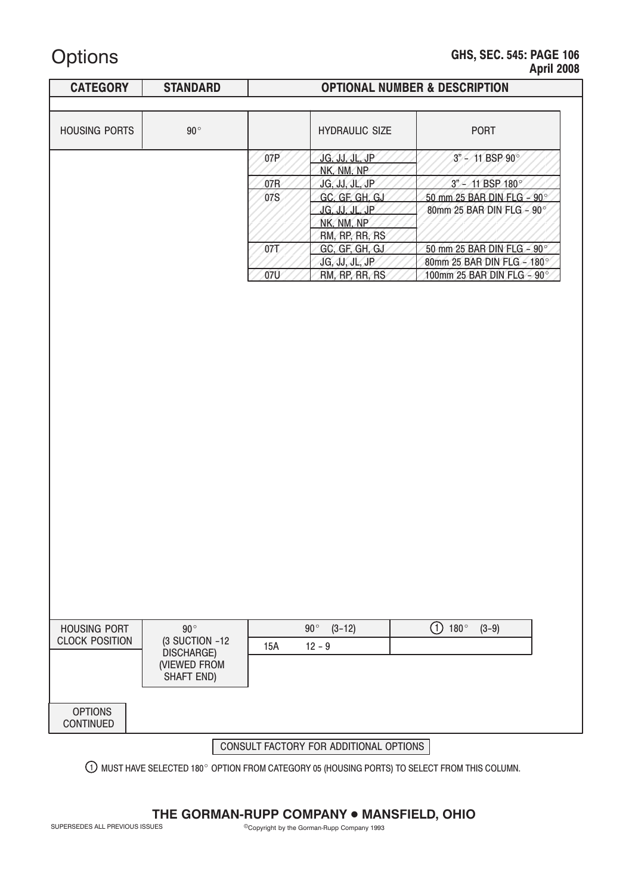# Options

| CATEGORY | STANDARD | OPTIONAL NUMBER & DESCRIPTION | | |
|---|---|---|---|---|
| HOUSING PORTS | 90° | | HYDRAULIC SIZE | PORT |
| | | 07P | JG, JJ, JL, JP<br>NK, NM, NP | 3" – 11 BSP 90° |
| | | 07R | JG, JJ, JL, JP | 3" – 11 BSP 180° |
| | | 07S | GC, GF, GH, GJ | 50 mm 25 BAR DIN FLG – 90° |
| | | | JG, JJ, JL, JP<br>NK, NM, NP<br>RM, RP, RR, RS | 80mm 25 BAR DIN FLG – 90° |
| | | 07T | GC, GF, GH, GJ | 50 mm 25 BAR DIN FLG – 90° |
| | | | JG, JJ, JL, JP | 80mm 25 BAR DIN FLG – 180° |
| | | 07U | RM, RP, RR, RS | 100mm 25 BAR DIN FLG – 90° |

| CATEGORY | STANDARD | OPTIONAL NUMBER & DESCRIPTION | |
|---|---|---|---|
| HOUSING PORT CLOCK POSITION | 90° (3 SUCTION –12 DISCHARGE) (VIEWED FROM SHAFT END) | 90° (3–12) | (1) 180° (3–9) |
| | | 15A 12 – 9 | |

OPTIONS CONTINUED

CONSULT FACTORY FOR ADDITIONAL OPTIONS

(1) MUST HAVE SELECTED 180° OPTION FROM CATEGORY 05 (HOUSING PORTS) TO SELECT FROM THIS COLUMN.

**THE GORMAN-RUPP COMPANY • MANSFIELD, OHIO**

SUPERSEDES ALL PREVIOUS ISSUES

©Copyright by the Gorman-Rupp Company 1993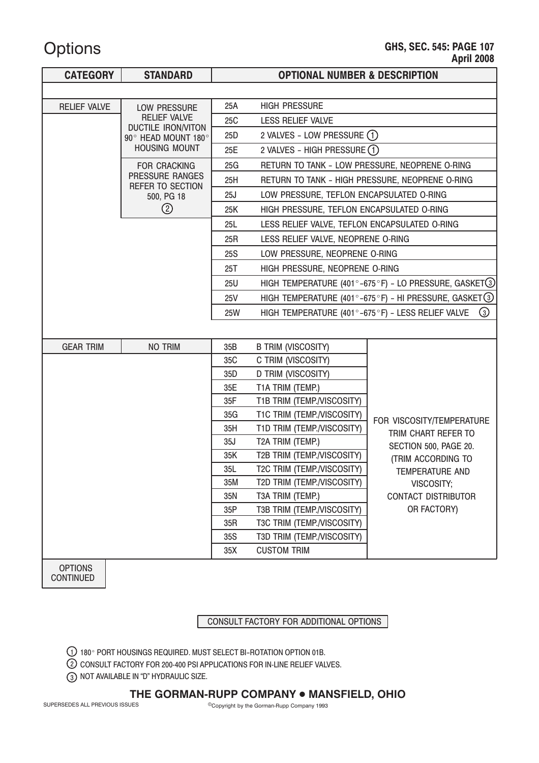# Options

GHS, SEC. 545: PAGE 107
April 2008

| CATEGORY | STANDARD | OPTIONAL NUMBER | DESCRIPTION | |
|---|---|---|---|---|
| RELIEF VALVE | LOW PRESSURE RELIEF VALVE DUCTILE IRON/VITON 90° HEAD MOUNT 180° HOUSING MOUNT | 25A | HIGH PRESSURE | |
| | | 25C | LESS RELIEF VALVE | |
| | | 25D | 2 VALVES – LOW PRESSURE (1) | |
| | | 25E | 2 VALVES – HIGH PRESSURE (1) | |
| | FOR CRACKING PRESSURE RANGES REFER TO SECTION 500, PG 18 (2) | 25G | RETURN TO TANK – LOW PRESSURE, NEOPRENE O-RING | |
| | | 25H | RETURN TO TANK – HIGH PRESSURE, NEOPRENE O-RING | |
| | | 25J | LOW PRESSURE, TEFLON ENCAPSULATED O-RING | |
| | | 25K | HIGH PRESSURE, TEFLON ENCAPSULATED O-RING | |
| | | 25L | LESS RELIEF VALVE, TEFLON ENCAPSULATED O-RING | |
| | | 25R | LESS RELIEF VALVE, NEOPRENE O-RING | |
| | | 25S | LOW PRESSURE, NEOPRENE O-RING | |
| | | 25T | HIGH PRESSURE, NEOPRENE O-RING | |
| | | 25U | HIGH TEMPERATURE (401°-675°F) – LO PRESSURE, GASKET (3) | |
| | | 25V | HIGH TEMPERATURE (401°-675°F) – HI PRESSURE, GASKET (3) | |
| | | 25W | HIGH TEMPERATURE (401°-675°F) – LESS RELIEF VALVE (3) | |
| GEAR TRIM | NO TRIM | 35B | B TRIM (VISCOSITY) | FOR VISCOSITY/TEMPERATURE TRIM CHART REFER TO SECTION 500, PAGE 20. (TRIM ACCORDING TO TEMPERATURE AND VISCOSITY; CONTACT DISTRIBUTOR OR FACTORY) |
| | | 35C | C TRIM (VISCOSITY) | |
| | | 35D | D TRIM (VISCOSITY) | |
| | | 35E | T1A TRIM (TEMP.) | |
| | | 35F | T1B TRIM (TEMP./VISCOSITY) | |
| | | 35G | T1C TRIM (TEMP./VISCOSITY) | |
| | | 35H | T1D TRIM (TEMP./VISCOSITY) | |
| | | 35J | T2A TRIM (TEMP.) | |
| | | 35K | T2B TRIM (TEMP./VISCOSITY) | |
| | | 35L | T2C TRIM (TEMP./VISCOSITY) | |
| | | 35M | T2D TRIM (TEMP./VISCOSITY) | |
| | | 35N | T3A TRIM (TEMP.) | |
| | | 35P | T3B TRIM (TEMP./VISCOSITY) | |
| | | 35R | T3C TRIM (TEMP./VISCOSITY) | |
| | | 35S | T3D TRIM (TEMP./VISCOSITY) | |
| | | 35X | CUSTOM TRIM | |

OPTIONS CONTINUED

CONSULT FACTORY FOR ADDITIONAL OPTIONS

(1) 180° PORT HOUSINGS REQUIRED. MUST SELECT BI-ROTATION OPTION 01B.

(2) CONSULT FACTORY FOR 200-400 PSI APPLICATIONS FOR IN-LINE RELIEF VALVES.

(3) NOT AVAILABLE IN "D" HYDRAULIC SIZE.

THE GORMAN-RUPP COMPANY • MANSFIELD, OHIO

SUPERSEDES ALL PREVIOUS ISSUES

©Copyright by the Gorman-Rupp Company 1993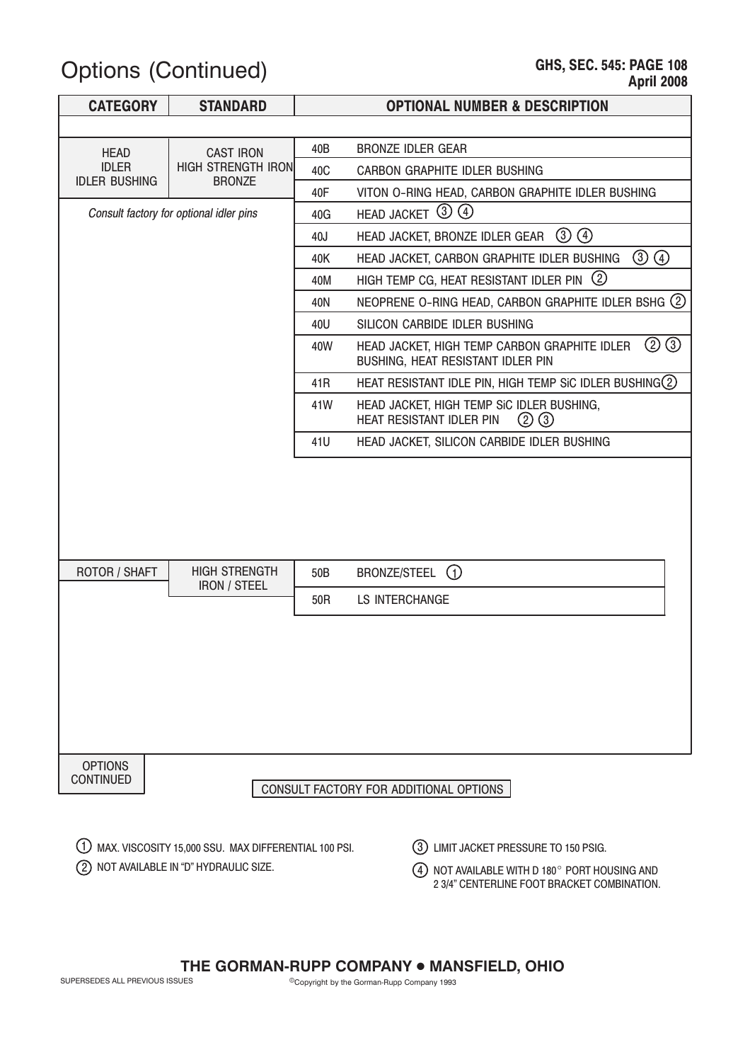# Options (Continued)

| CATEGORY | STANDARD | OPTIONAL NUMBER | DESCRIPTION |
|---|---|---|---|
| HEAD<br>IDLER<br>IDLER BUSHING | CAST IRON<br>HIGH STRENGTH IRON<br>BRONZE | 40B | BRONZE IDLER GEAR |
| | | 40C | CARBON GRAPHITE IDLER BUSHING |
| | | 40F | VITON O-RING HEAD, CARBON GRAPHITE IDLER BUSHING |
| *Consult factory for optional idler pins* | | 40G | HEAD JACKET ③ ④ |
| | | 40J | HEAD JACKET, BRONZE IDLER GEAR ③ ④ |
| | | 40K | HEAD JACKET, CARBON GRAPHITE IDLER BUSHING ③ ④ |
| | | 40M | HIGH TEMP CG, HEAT RESISTANT IDLER PIN ② |
| | | 40N | NEOPRENE O-RING HEAD, CARBON GRAPHITE IDLER BSHG ② |
| | | 40U | SILICON CARBIDE IDLER BUSHING |
| | | 40W | HEAD JACKET, HIGH TEMP CARBON GRAPHITE IDLER BUSHING, HEAT RESISTANT IDLER PIN ② ③ |
| | | 41R | HEAT RESISTANT IDLE PIN, HIGH TEMP SiC IDLER BUSHING ② |
| | | 41W | HEAD JACKET, HIGH TEMP SiC IDLER BUSHING, HEAT RESISTANT IDLER PIN ② ③ |
| | | 41U | HEAD JACKET, SILICON CARBIDE IDLER BUSHING |
| ROTOR / SHAFT | HIGH STRENGTH IRON / STEEL | 50B | BRONZE/STEEL ① |
| | | 50R | LS INTERCHANGE |

OPTIONS CONTINUED

CONSULT FACTORY FOR ADDITIONAL OPTIONS

① MAX. VISCOSITY 15,000 SSU. MAX DIFFERENTIAL 100 PSI.

② NOT AVAILABLE IN “D” HYDRAULIC SIZE.

③ LIMIT JACKET PRESSURE TO 150 PSIG.

④ NOT AVAILABLE WITH D 180° PORT HOUSING AND 2 3/4” CENTERLINE FOOT BRACKET COMBINATION.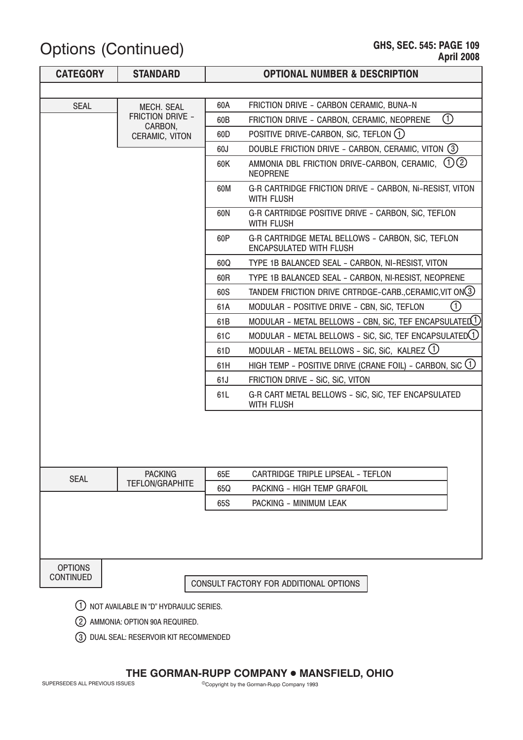# Options (Continued)

GHS, SEC. 545: PAGE 109
April 2008

| CATEGORY | STANDARD | OPTIONAL NUMBER | DESCRIPTION |
|---|---|---|---|
| SEAL | MECH. SEAL FRICTION DRIVE - CARBON, CERAMIC, VITON | 60A | FRICTION DRIVE - CARBON CERAMIC, BUNA-N |
| | | 60B | FRICTION DRIVE - CARBON, CERAMIC, NEOPRENE (1) |
| | | 60D | POSITIVE DRIVE-CARBON, SiC, TEFLON (1) |
| | | 60J | DOUBLE FRICTION DRIVE - CARBON, CERAMIC, VITON (3) |
| | | 60K | AMMONIA DBL FRICTION DRIVE-CARBON, CERAMIC, NEOPRENE (1) (2) |
| | | 60M | G-R CARTRIDGE FRICTION DRIVE - CARBON, Ni-RESIST, VITON WITH FLUSH |
| | | 60N | G-R CARTRIDGE POSITIVE DRIVE - CARBON, SiC, TEFLON WITH FLUSH |
| | | 60P | G-R CARTRIDGE METAL BELLOWS - CARBON, SiC, TEFLON ENCAPSULATED WITH FLUSH |
| | | 60Q | TYPE 1B BALANCED SEAL - CARBON, NI-RESIST, VITON |
| | | 60R | TYPE 1B BALANCED SEAL - CARBON, NI-RESIST, NEOPRENE |
| | | 60S | TANDEM FRICTION DRIVE CRTRDGE-CARB.,CERAMIC,VIT ON (3) |
| | | 61A | MODULAR - POSITIVE DRIVE - CBN, SiC, TEFLON (1) |
| | | 61B | MODULAR - METAL BELLOWS - CBN, SiC, TEF ENCAPSULATED (1) |
| | | 61C | MODULAR - METAL BELLOWS - SiC, SiC, TEF ENCAPSULATED (1) |
| | | 61D | MODULAR - METAL BELLOWS - SiC, SiC, KALREZ (1) |
| | | 61H | HIGH TEMP - POSITIVE DRIVE (CRANE FOIL) - CARBON, SiC (1) |
| | | 61J | FRICTION DRIVE - SiC, SiC, VITON |
| | | 61L | G-R CART METAL BELLOWS - SiC, SiC, TEF ENCAPSULATED WITH FLUSH |
| SEAL | PACKING TEFLON/GRAPHITE | 65E | CARTRIDGE TRIPLE LIPSEAL - TEFLON |
| | | 65Q | PACKING - HIGH TEMP GRAFOIL |
| | | 65S | PACKING - MINIMUM LEAK |

OPTIONS CONTINUED

CONSULT FACTORY FOR ADDITIONAL OPTIONS

(1) NOT AVAILABLE IN "D" HYDRAULIC SERIES.

(2) AMMONIA: OPTION 90A REQUIRED.

(3) DUAL SEAL: RESERVOIR KIT RECOMMENDED

THE GORMAN-RUPP COMPANY • MANSFIELD, OHIO

SUPERSEDES ALL PREVIOUS ISSUES

©Copyright by the Gorman-Rupp Company 1993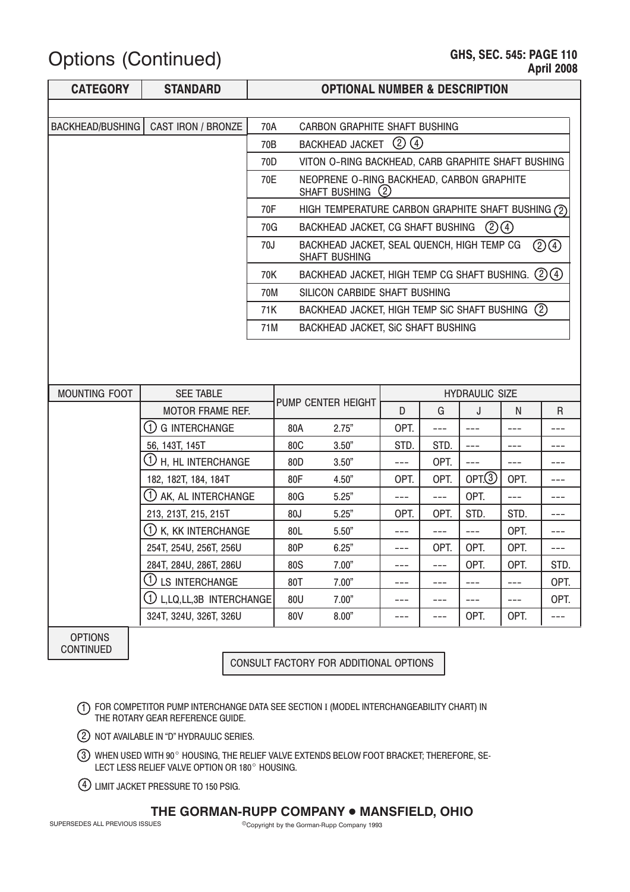# Options (Continued)

| CATEGORY | STANDARD | OPTIONAL NUMBER & DESCRIPTION | |
|---|---|---|---|
| BACKHEAD/BUSHING | CAST IRON / BRONZE | 70A | CARBON GRAPHITE SHAFT BUSHING |
| | | 70B | BACKHEAD JACKET (2) (4) |
| | | 70D | VITON O-RING BACKHEAD, CARB GRAPHITE SHAFT BUSHING |
| | | 70E | NEOPRENE O-RING BACKHEAD, CARBON GRAPHITE SHAFT BUSHING (2) |
| | | 70F | HIGH TEMPERATURE CARBON GRAPHITE SHAFT BUSHING (2) |
| | | 70G | BACKHEAD JACKET, CG SHAFT BUSHING (2) (4) |
| | | 70J | BACKHEAD JACKET, SEAL QUENCH, HIGH TEMP CG SHAFT BUSHING (2) (4) |
| | | 70K | BACKHEAD JACKET, HIGH TEMP CG SHAFT BUSHING. (2) (4) |
| | | 70M | SILICON CARBIDE SHAFT BUSHING |
| | | 71K | BACKHEAD JACKET, HIGH TEMP SiC SHAFT BUSHING (2) |
| | | 71M | BACKHEAD JACKET, SiC SHAFT BUSHING |

| MOUNTING FOOT | SEE TABLE | PUMP CENTER HEIGHT | | HYDRAULIC SIZE | | | | |
|---|---|---|---|---|---|---|---|---|
| | MOTOR FRAME REF. | | | D | G | J | N | R |
| | (1) G INTERCHANGE | 80A | 2.75" | OPT. | --- | --- | --- | --- |
| | 56, 143T, 145T | 80C | 3.50" | STD. | STD. | --- | --- | --- |
| | (1) H, HL INTERCHANGE | 80D | 3.50" | --- | OPT. | --- | --- | --- |
| | 182, 182T, 184, 184T | 80F | 4.50" | OPT. | OPT. | OPT.(3) | OPT. | --- |
| | (1) AK, AL INTERCHANGE | 80G | 5.25" | --- | --- | OPT. | --- | --- |
| | 213, 213T, 215, 215T | 80J | 5.25" | OPT. | OPT. | STD. | STD. | --- |
| | (1) K, KK INTERCHANGE | 80L | 5.50" | --- | --- | --- | OPT. | --- |
| | 254T, 254U, 256T, 256U | 80P | 6.25" | --- | OPT. | OPT. | OPT. | --- |
| | 284T, 284U, 286T, 286U | 80S | 7.00" | --- | --- | OPT. | OPT. | STD. |
| | (1) LS INTERCHANGE | 80T | 7.00" | --- | --- | --- | --- | OPT. |
| | (1) L,LQ,LL,3B INTERCHANGE | 80U | 7.00" | --- | --- | --- | --- | OPT. |
| | 324T, 324U, 326T, 326U | 80V | 8.00" | --- | --- | OPT. | OPT. | --- |

OPTIONS CONTINUED

CONSULT FACTORY FOR ADDITIONAL OPTIONS

(1) FOR COMPETITOR PUMP INTERCHANGE DATA SEE SECTION I (MODEL INTERCHANGEABILITY CHART) IN THE ROTARY GEAR REFERENCE GUIDE.

(2) NOT AVAILABLE IN "D" HYDRAULIC SERIES.

(3) WHEN USED WITH 90° HOUSING, THE RELIEF VALVE EXTENDS BELOW FOOT BRACKET; THEREFORE, SELECT LESS RELIEF VALVE OPTION OR 180° HOUSING.

(4) LIMIT JACKET PRESSURE TO 150 PSIG.

**THE GORMAN-RUPP COMPANY • MANSFIELD, OHIO**

SUPERSEDES ALL PREVIOUS ISSUES

©Copyright by the Gorman-Rupp Company 1993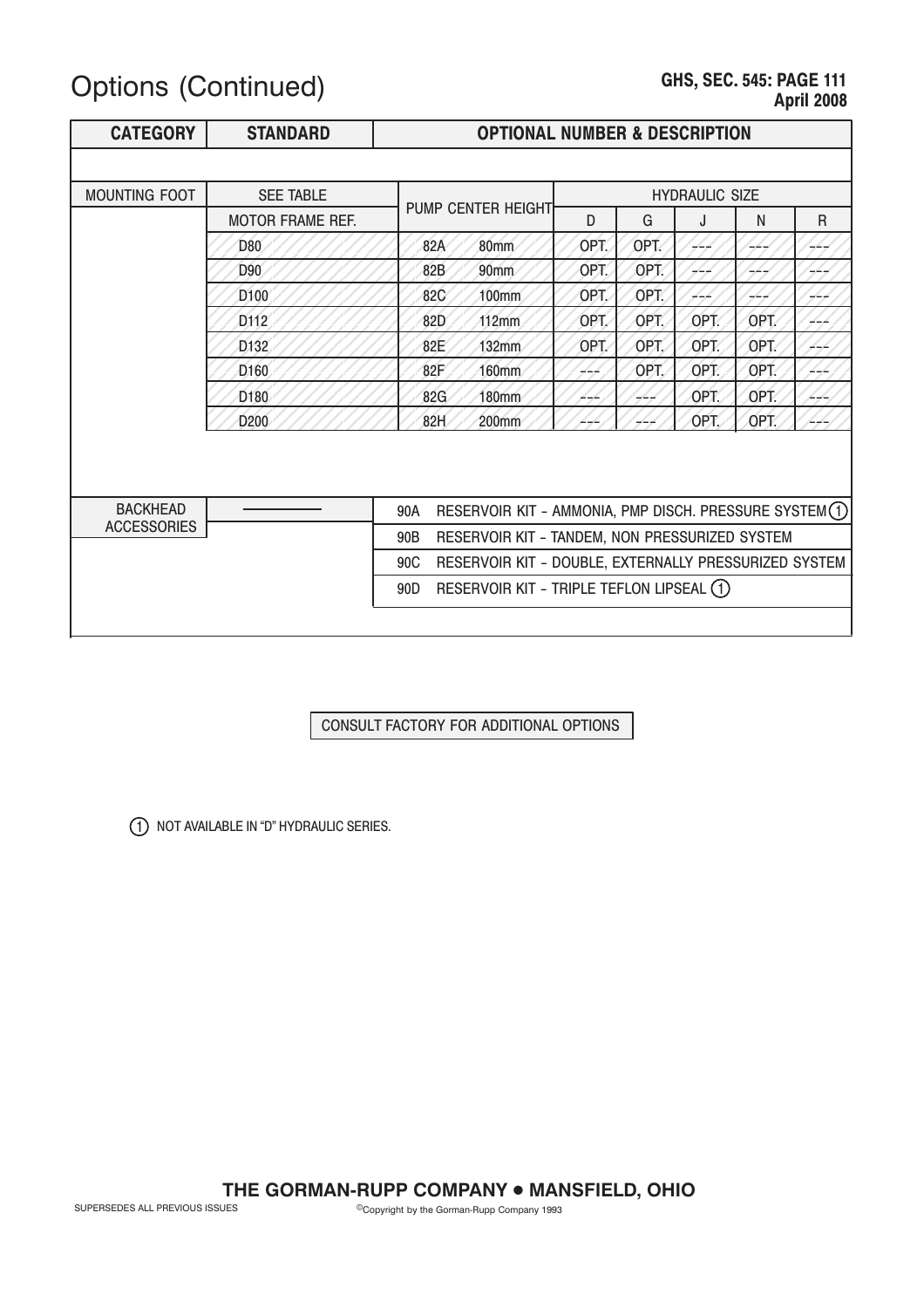# Options (Continued)

| CATEGORY | STANDARD | OPTIONAL NUMBER & DESCRIPTION | | | | | | |
|---|---|---|---|---|---|---|---|---|
| MOUNTING FOOT | SEE TABLE | PUMP CENTER HEIGHT | | HYDRAULIC SIZE | | | | |
| | MOTOR FRAME REF. | | | D | G | J | N | R |
| | D80 | 82A | 80mm | OPT. | OPT. | --- | --- | --- |
| | D90 | 82B | 90mm | OPT. | OPT. | --- | --- | --- |
| | D100 | 82C | 100mm | OPT. | OPT. | --- | --- | --- |
| | D112 | 82D | 112mm | OPT. | OPT. | OPT. | OPT. | --- |
| | D132 | 82E | 132mm | OPT. | OPT. | OPT. | OPT. | --- |
| | D160 | 82F | 160mm | --- | OPT. | OPT. | OPT. | --- |
| | D180 | 82G | 180mm | --- | --- | OPT. | OPT. | --- |
| | D200 | 82H | 200mm | --- | --- | OPT. | OPT. | --- |
| BACKHEAD ACCESSORIES | ———— | 90A | RESERVOIR KIT – AMMONIA, PMP DISCH. PRESSURE SYSTEM (1) | | | | | |
| | | 90B | RESERVOIR KIT – TANDEM, NON PRESSURIZED SYSTEM | | | | | |
| | | 90C | RESERVOIR KIT – DOUBLE, EXTERNALLY PRESSURIZED SYSTEM | | | | | |
| | | 90D | RESERVOIR KIT – TRIPLE TEFLON LIPSEAL (1) | | | | | |

CONSULT FACTORY FOR ADDITIONAL OPTIONS

(1) NOT AVAILABLE IN "D" HYDRAULIC SERIES.

**THE GORMAN-RUPP COMPANY • MANSFIELD, OHIO**

SUPERSEDES ALL PREVIOUS ISSUES

©Copyright by the Gorman-Rupp Company 1993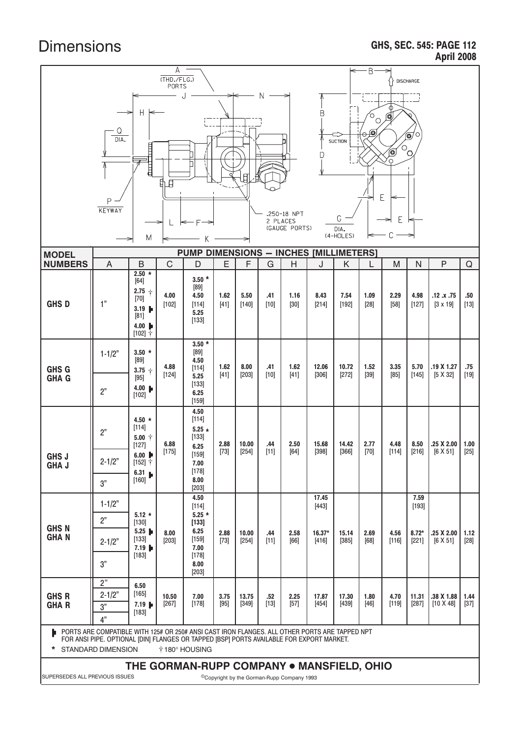# Dimensions

A (THD./FLG.) PORTS

J

N

H

Q DIA.

P KEYWAY

L

F

M

K

.250-18 NPT 2 PLACES (GAUGE PORTS)

B

DISCHARGE

B

SUCTION

D

E

G DIA. (4-HOLES)

E

C

| MODEL NUMBERS | PUMP DIMENSIONS — INCHES [MILLIMETERS] | | | | | | | | | | | | | | |
|---|---|---|---|---|---|---|---|---|---|---|---|---|---|---|---|
| | A | B | C | D | E | F | G | H | J | K | L | M | N | P | Q |
| GHS D | 1" | 2.50 * [64] 2.75 † [70] 3.19 ▶ [81] 4.00 ▶ [102] † | 4.00 [102] | 3.50 * [89] 4.50 [114] 5.25 [133] | 1.62 [41] | 5.50 [140] | .41 [10] | 1.16 [30] | 8.43 [214] | 7.54 [192] | 1.09 [28] | 2.29 [58] | 4.98 [127] | .12 .x .75 [3 x 19] | .50 [13] |
| GHS G GHA G | 1-1/2" 2" | 3.50 * [89] 3.75 † [95] 4.00 ▶ [102] | 4.88 [124] | 3.50 * [89] 4.50 [114] 5.25 [133] 6.25 [159] | 1.62 [41] | 8.00 [203] | .41 [10] | 1.62 [41] | 12.06 [306] | 10.72 [272] | 1.52 [39] | 3.35 [85] | 5.70 [145] | .19 X 1.27 [5 X 32] | .75 [19] |
| GHS J GHA J | 2" 2-1/2" 3" | 4.50 * [114] 5.00 † [127] 6.00 ▶ [152] † 6.31 ▶ [160] | 6.88 [175] | 4.50 [114] 5.25 * [133] 6.25 [159] 7.00 [178] 8.00 [203] | 2.88 [73] | 10.00 [254] | .44 [11] | 2.50 [64] | 15.68 [398] | 14.42 [366] | 2.77 [70] | 4.48 [114] | 8.50 [216] | .25 X 2.00 [6 X 51] | 1.00 [25] |
| GHS N GHA N | 1-1/2" 2" 2-1/2" 3" | 5.12 * [130] 5.25 ▶ [133] 7.19 ▶ [183] | 8.00 [203] | 4.50 [114] 5.25 * [133] 6.25 [159] 7.00 [178] 8.00 [203] | 2.88 [73] | 10.00 [254] | .44 [11] | 2.58 [66] | 17.45 [443] 16.37* [416] | 15.14 [385] | 2.69 [68] | 4.56 [116] | 7.59 [193] 8.72* [221] | .25 X 2.00 [6 X 51] | 1.12 [28] |
| GHS R GHA R | 2" 2-1/2" 3" 4" | 6.50 [165] 7.19 ▶ [183] | 10.50 [267] | 7.00 [178] | 3.75 [95] | 13.75 [349] | .52 [13] | 2.25 [57] | 17.87 [454] | 17.30 [439] | 1.80 [46] | 4.70 [119] | 11.31 [287] | .38 X 1.88 [10 X 48] | 1.44 [37] |

▶ PORTS ARE COMPATIBLE WITH 125# OR 250# ANSI CAST IRON FLANGES. ALL OTHER PORTS ARE TAPPED NPT FOR ANSI PIPE. OPTIONAL [DIN] FLANGES OR TAPPED [BSP] PORTS AVAILABLE FOR EXPORT MARKET.

\* STANDARD DIMENSION † 180° HOUSING

**THE GORMAN-RUPP COMPANY • MANSFIELD, OHIO**

SUPERSEDES ALL PREVIOUS ISSUES

©Copyright by the Gorman-Rupp Company 1993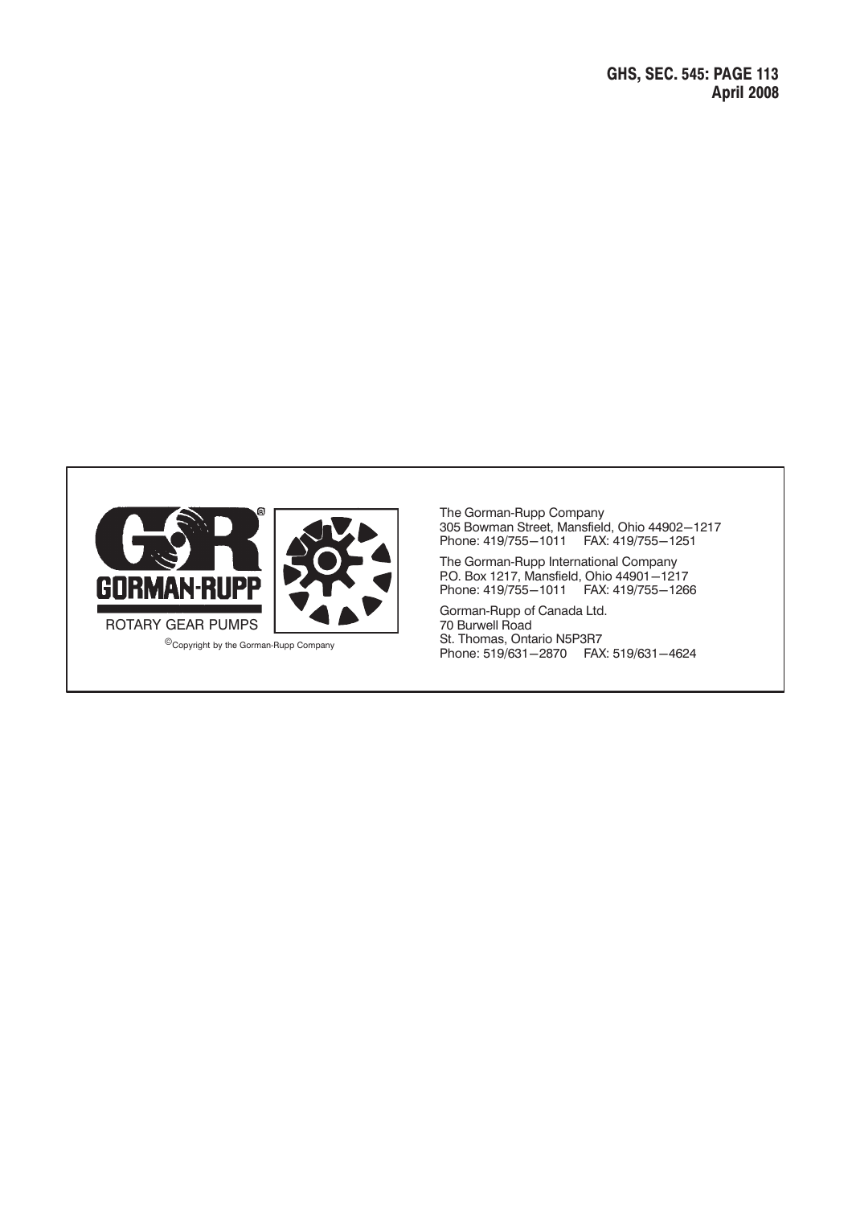GORMAN-RUPP

ROTARY GEAR PUMPS

©Copyright by the Gorman-Rupp Company

The Gorman-Rupp Company
305 Bowman Street, Mansfield, Ohio 44902—1217
Phone: 419/755—1011 FAX: 419/755—1251

The Gorman-Rupp International Company
P.O. Box 1217, Mansfield, Ohio 44901—1217
Phone: 419/755—1011 FAX: 419/755—1266

Gorman-Rupp of Canada Ltd.
70 Burwell Road
St. Thomas, Ontario N5P3R7
Phone: 519/631—2870 FAX: 519/631—4624